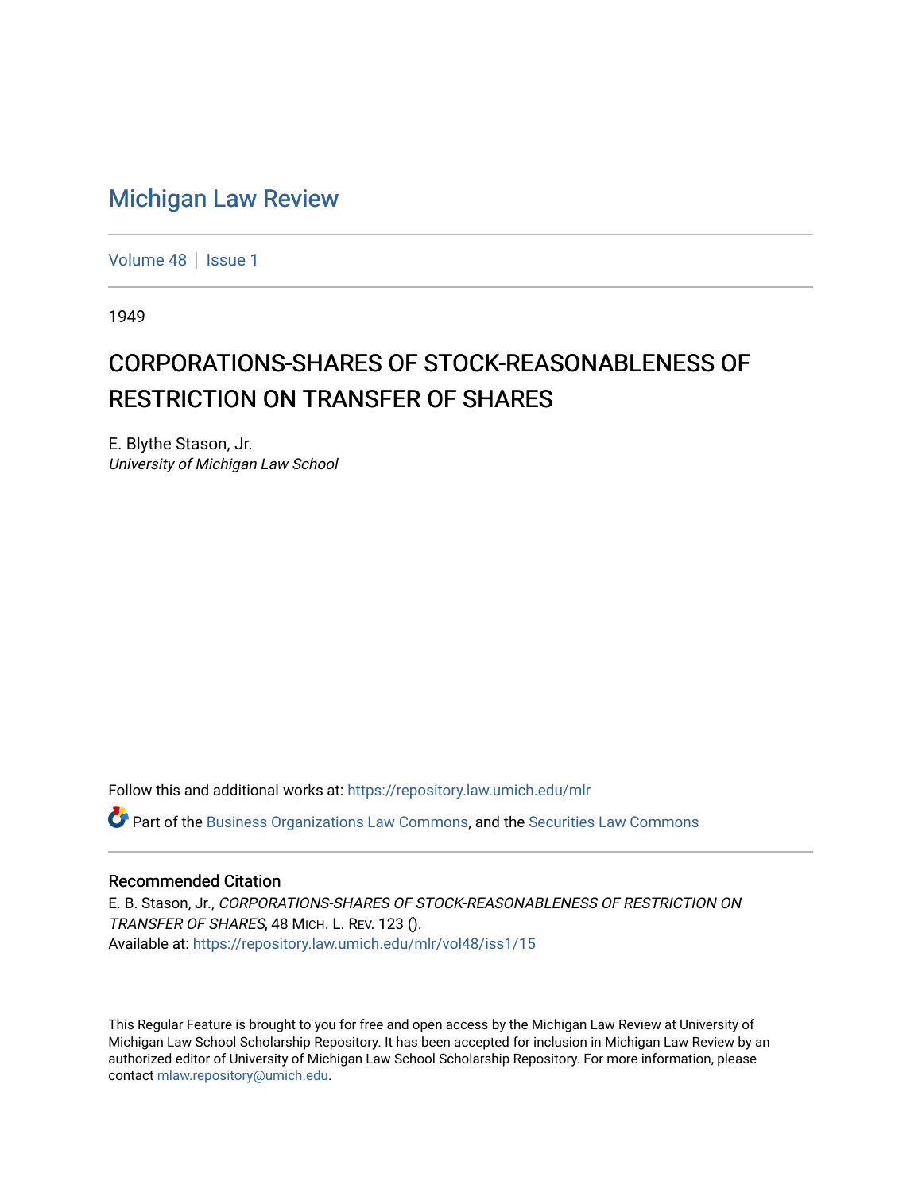# Michigan Law Review

Volume 48 | Issue 1

1949

## CORPORATIONS-SHARES OF STOCK-REASONABLENESS OF RESTRICTION ON TRANSFER OF SHARES

E. Blythe Stason, Jr.
*University of Michigan Law School*

Follow this and additional works at: https://repository.law.umich.edu/mlr

Part of the Business Organizations Law Commons, and the Securities Law Commons

### Recommended Citation

E. B. Stason, Jr., *CORPORATIONS-SHARES OF STOCK-REASONABLENESS OF RESTRICTION ON TRANSFER OF SHARES*, 48 MICH. L. REV. 123 ().
Available at: https://repository.law.umich.edu/mlr/vol48/iss1/15

This Regular Feature is brought to you for free and open access by the Michigan Law Review at University of Michigan Law School Scholarship Repository. It has been accepted for inclusion in Michigan Law Review by an authorized editor of University of Michigan Law School Scholarship Repository. For more information, please contact mlaw.repository@umich.edu.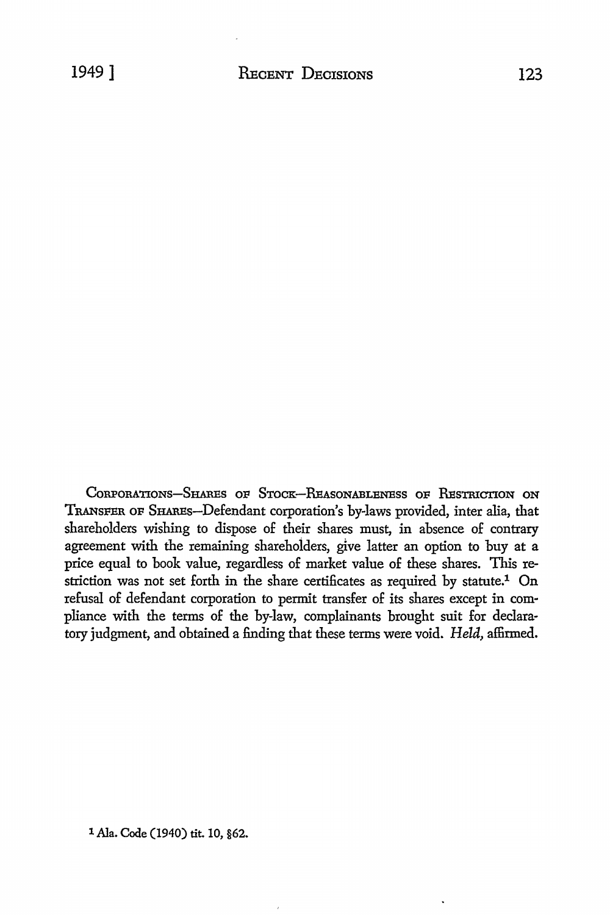CORPORATIONS—SHARES OF STOCK—REASONABLENESS OF RESTRICTION ON TRANSFER OF SHARES—Defendant corporation's by-laws provided, inter alia, that shareholders wishing to dispose of their shares must, in absence of contrary agreement with the remaining shareholders, give latter an option to buy at a price equal to book value, regardless of market value of these shares. This restriction was not set forth in the share certificates as required by statute.[1] On refusal of defendant corporation to permit transfer of its shares except in compliance with the terms of the by-law, complainants brought suit for declaratory judgment, and obtained a finding that these terms were void. *Held,* affirmed.

[1] Ala. Code (1940) tit. 10, §62.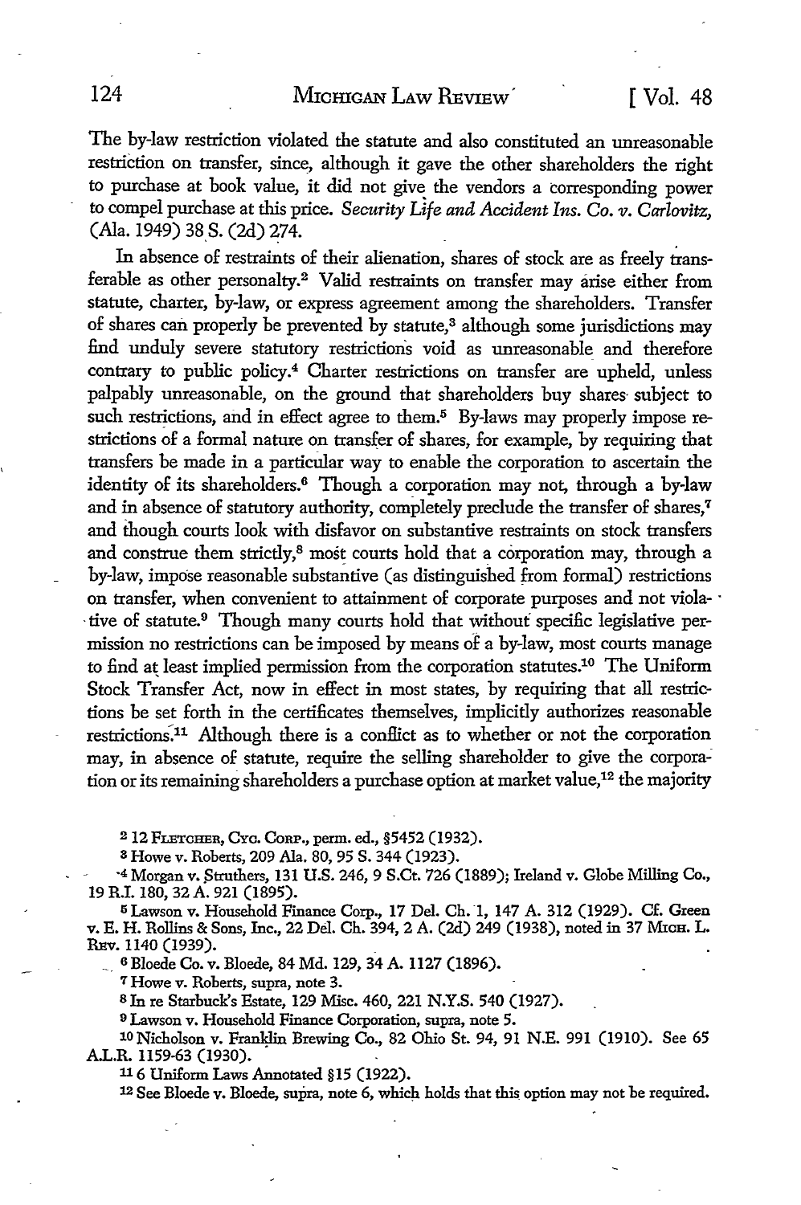The by-law restriction violated the statute and also constituted an unreasonable restriction on transfer, since, although it gave the other shareholders the right to purchase at book value, it did not give the vendors a corresponding power to compel purchase at this price. *Security Life and Accident Ins. Co. v. Carlovitz*, (Ala. 1949) 38 S. (2d) 274.

In absence of restraints of their alienation, shares of stock are as freely transferable as other personalty.[2] Valid restraints on transfer may arise either from statute, charter, by-law, or express agreement among the shareholders. Transfer of shares can properly be prevented by statute,[3] although some jurisdictions may find unduly severe statutory restrictions void as unreasonable and therefore contrary to public policy.[4] Charter restrictions on transfer are upheld, unless palpably unreasonable, on the ground that shareholders buy shares subject to such restrictions, and in effect agree to them.[5] By-laws may properly impose restrictions of a formal nature on transfer of shares, for example, by requiring that transfers be made in a particular way to enable the corporation to ascertain the identity of its shareholders.[6] Though a corporation may not, through a by-law and in absence of statutory authority, completely preclude the transfer of shares,[7] and though courts look with disfavor on substantive restraints on stock transfers and construe them strictly,[8] most courts hold that a corporation may, through a by-law, impose reasonable substantive (as distinguished from formal) restrictions on transfer, when convenient to attainment of corporate purposes and not violative of statute.[9] Though many courts hold that without specific legislative permission no restrictions can be imposed by means of a by-law, most courts manage to find at least implied permission from the corporation statutes.[10] The Uniform Stock Transfer Act, now in effect in most states, by requiring that all restrictions be set forth in the certificates themselves, implicitly authorizes reasonable restrictions.[11] Although there is a conflict as to whether or not the corporation may, in absence of statute, require the selling shareholder to give the corporation or its remaining shareholders a purchase option at market value,[12] the majority

---

[2] 12 FLETCHER, CYC. CORP., perm. ed., §5452 (1932).

[3] Howe v. Roberts, 209 Ala. 80, 95 S. 344 (1923).

[4] Morgan v. Struthers, 131 U.S. 246, 9 S.Ct. 726 (1889); Ireland v. Globe Milling Co., 19 R.I. 180, 32 A. 921 (1895).

[5] Lawson v. Household Finance Corp., 17 Del. Ch. 1, 147 A. 312 (1929). Cf. Green v. E. H. Rollins & Sons, Inc., 22 Del. Ch. 394, 2 A. (2d) 249 (1938), noted in 37 MICH. L. REV. 1140 (1939).

[6] Bloede Co. v. Bloede, 84 Md. 129, 34 A. 1127 (1896).

[7] Howe v. Roberts, supra, note 3.

[8] In re Starbuck's Estate, 129 Misc. 460, 221 N.Y.S. 540 (1927).

[9] Lawson v. Household Finance Corporation, supra, note 5.

[10] Nicholson v. Franklin Brewing Co., 82 Ohio St. 94, 91 N.E. 991 (1910). See 65 A.L.R. 1159-63 (1930).

[11] 6 Uniform Laws Annotated §15 (1922).

[12] See Bloede v. Bloede, supra, note 6, which holds that this option may not be required.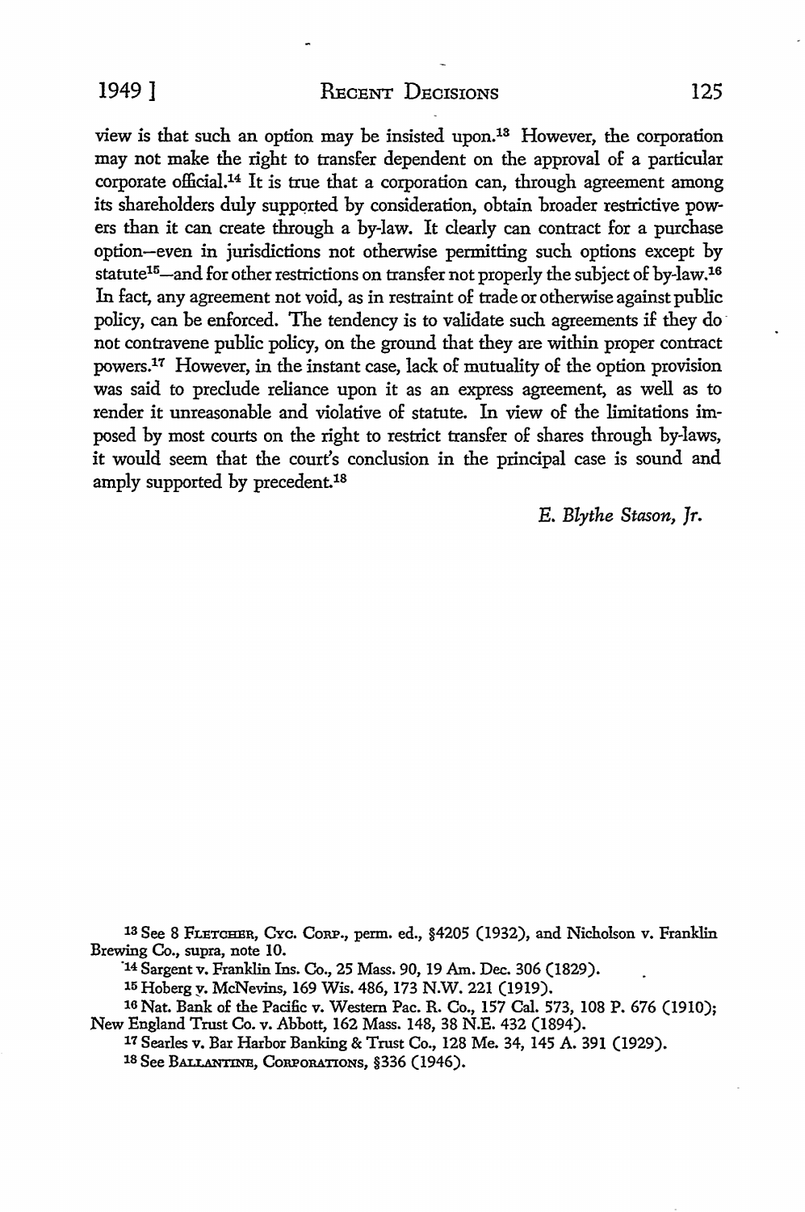view is that such an option may be insisted upon.[13] However, the corporation may not make the right to transfer dependent on the approval of a particular corporate official.[14] It is true that a corporation can, through agreement among its shareholders duly supported by consideration, obtain broader restrictive powers than it can create through a by-law. It clearly can contract for a purchase option—even in jurisdictions not otherwise permitting such options except by statute[15]—and for other restrictions on transfer not properly the subject of by-law.[16] In fact, any agreement not void, as in restraint of trade or otherwise against public policy, can be enforced. The tendency is to validate such agreements if they do not contravene public policy, on the ground that they are within proper contract powers.[17] However, in the instant case, lack of mutuality of the option provision was said to preclude reliance upon it as an express agreement, as well as to render it unreasonable and violative of statute. In view of the limitations imposed by most courts on the right to restrict transfer of shares through by-laws, it would seem that the court's conclusion in the principal case is sound and amply supported by precedent.[18]

*E. Blythe Stason, Jr.*

---

[13] See 8 FLETCHER, CYC. CORP., perm. ed., §4205 (1932), and Nicholson v. Franklin Brewing Co., supra, note 10.

[14] Sargent v. Franklin Ins. Co., 25 Mass. 90, 19 Am. Dec. 306 (1829).

[15] Hoberg v. McNevins, 169 Wis. 486, 173 N.W. 221 (1919).

[16] Nat. Bank of the Pacific v. Western Pac. R. Co., 157 Cal. 573, 108 P. 676 (1910); New England Trust Co. v. Abbott, 162 Mass. 148, 38 N.E. 432 (1894).

[17] Searles v. Bar Harbor Banking & Trust Co., 128 Me. 34, 145 A. 391 (1929).

[18] See BALLANTINE, CORPORATIONS, §336 (1946).